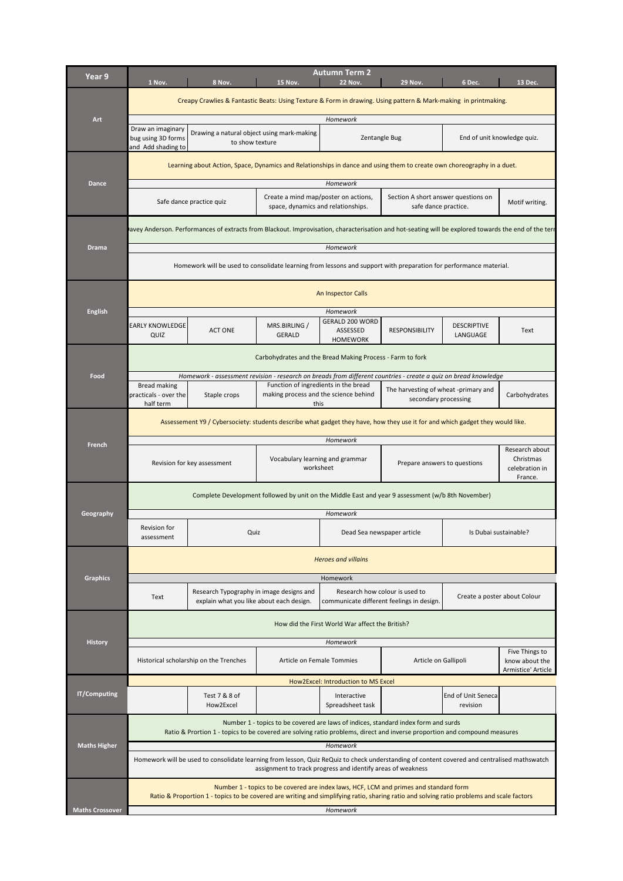| Year 9 | Autumn Term 2 | | | | | | |
|---|---|---|---|---|---|---|---|
| | 1 Nov. | 8 Nov. | 15 Nov. | 22 Nov. | 29 Nov. | 6 Dec. | 13 Dec. |
| Art | Creapy Crawlies & Fantastic Beats: Using Texture & Form in drawing. Using pattern & Mark-making in printmaking. | | | | | | |
| | *Homework* | | | | | | |
| | Draw an imaginary bug using 3D forms and Add shading to | Drawing a natural object using mark-making to show texture | | Zentangle Bug | | End of unit knowledge quiz. | |
| Dance | Learning about Action, Space, Dynamics and Relationships in dance and using them to create own choreography in a duet. | | | | | | |
| | *Homework* | | | | | | |
| | Safe dance practice quiz | | Create a mind map/poster on actions, space, dynamics and relationships. | | Section A short answer questions on safe dance practice. | | Motif writing. |
| Drama | avey Anderson. Performances of extracts from Blackout. Improvisation, characterisation and hot-seating will be explored towards the end of the ter | | | | | | |
| | *Homework* | | | | | | |
| | Homework will be used to consolidate learning from lessons and support with preparation for performance material. | | | | | | |
| English | An Inspector Calls | | | | | | |
| | *Homework* | | | | | | |
| | EARLY KNOWLEDGE QUIZ | ACT ONE | MRS.BIRLING / GERALD | GERALD 200 WORD ASSESSED HOMEWORK | RESPONSIBILITY | DESCRIPTIVE LANGUAGE | Text |
| Food | Carbohydrates and the Bread Making Process - Farm to fork | | | | | | |
| | *Homework - assessment revision - research on breads from different countries - create a quiz on bread knowledge* | | | | | | |
| | Bread making practicals - over the half term | Staple crops | Function of ingredients in the bread making process and the science behind this | | The harvesting of wheat -primary and secondary processing | | Carbohydrates |
| French | Assessement Y9 / Cybersociety: students describe what gadget they have, how they use it for and which gadget they would like. | | | | | | |
| | *Homework* | | | | | | |
| | Revision for key assessment | | Vocabulary learning and grammar worksheet | | Prepare answers to questions | | Research about Christmas celebration in France. |
| Geography | Complete Development followed by unit on the Middle East and year 9 assessment (w/b 8th November) | | | | | | |
| | *Homework* | | | | | | |
| | Revision for assessment | Quiz | | Dead Sea newspaper article | | Is Dubai sustainable? | |
| Graphics | *Heroes and villains* | | | | | | |
| | Homework | | | | | | |
| | Text | Research Typography in image designs and explain what you like about each design. | | Research how colour is used to communicate different feelings in design. | | Create a poster about Colour | |
| History | How did the First World War affect the British? | | | | | | |
| | *Homework* | | | | | | |
| | Historical scholarship on the Trenches | | Article on Female Tommies | | Article on Gallipoli | | Five Things to know about the Armistice' Article |
| IT/Computing | How2Excel: Introduction to MS Excel | | | | | | |
| | | Test 7 & 8 of How2Excel | | Interactive Spreadsheet task | | End of Unit Seneca revision | |
| Maths Higher | Number 1 - topics to be covered are laws of indices, standard index form and surds<br>Ratio & Prortion 1 - topics to be covered are solving ratio problems, direct and inverse proportion and compound measures | | | | | | |
| | *Homework* | | | | | | |
| | Homework will be used to consolidate learning from lesson, Quiz ReQuiz to check understanding of content covered and centralised mathswatch assignment to track progress and identify areas of weakness | | | | | | |
| Maths Crossover | Number 1 - topics to be covered are index laws, HCF, LCM and primes and standard form<br>Ratio & Proportion 1 - topics to be covered are writing and simplifying ratio, sharing ratio and solving ratio problems and scale factors | | | | | | |
| | *Homework* | | | | | | |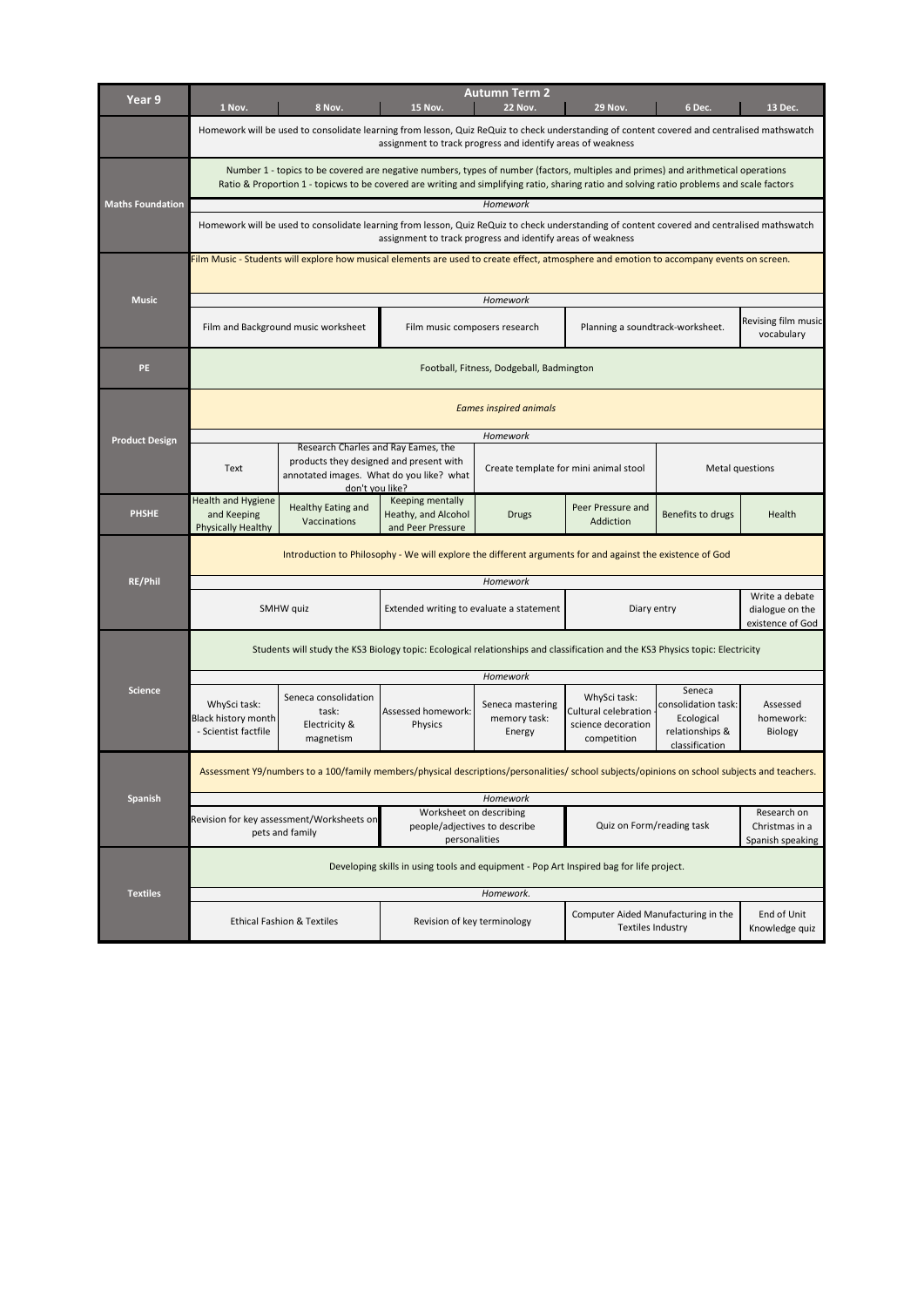| Year 9 | Autumn Term 2 1 Nov. | 8 Nov. | 15 Nov. | 22 Nov. | 29 Nov. | 6 Dec. | 13 Dec. |
|---|---|---|---|---|---|---|---|
| | Homework will be used to consolidate learning from lesson, Quiz ReQuiz to check understanding of content covered and centralised mathswatch assignment to track progress and identify areas of weakness | | | | | | |
| Maths Foundation | Number 1 - topics to be covered are negative numbers, types of number (factors, multiples and primes) and arithmetical operations Ratio & Proportion 1 - topicws to be covered are writing and simplifying ratio, sharing ratio and solving ratio problems and scale factors | | | | | | |
| | *Homework* | | | | | | |
| | Homework will be used to consolidate learning from lesson, Quiz ReQuiz to check understanding of content covered and centralised mathswatch assignment to track progress and identify areas of weakness | | | | | | |
| Music | Film Music - Students will explore how musical elements are used to create effect, atmosphere and emotion to accompany events on screen. | | | | | | |
| | *Homework* | | | | | | |
| | Film and Background music worksheet | | Film music composers research | | Planning a soundtrack-worksheet. | | Revising film music vocabulary |
| PE | Football, Fitness, Dodgeball, Badmington | | | | | | |
| Product Design | *Eames inspired animals* | | | | | | |
| | *Homework* | | | | | | |
| | Text | Research Charles and Ray Eames, the products they designed and present with annotated images. What do you like? what don't you like? | | Create template for mini animal stool | | Metal questions | |
| PHSHE | Health and Hygiene and Keeping Physically Healthy | Healthy Eating and Vaccinations | Keeping mentally Heathy, and Alcohol and Peer Pressure | Drugs | Peer Pressure and Addiction | Benefits to drugs | Health |
| RE/Phil | Introduction to Philosophy - We will explore the different arguments for and against the existence of God | | | | | | |
| | *Homework* | | | | | | |
| | SMHW quiz | | Extended writing to evaluate a statement | | Diary entry | | Write a debate dialogue on the existence of God |
| Science | Students will study the KS3 Biology topic: Ecological relationships and classification and the KS3 Physics topic: Electricity | | | | | | |
| | *Homework* | | | | | | |
| | WhySci task: Black history month - Scientist factfile | Seneca consolidation task: Electricity & magnetism | Assessed homework: Physics | Seneca mastering memory task: Energy | WhySci task: Cultural celebration - science decoration competition | Seneca consolidation task: Ecological relationships & classification | Assessed homework: Biology |
| Spanish | Assessment Y9/numbers to a 100/family members/physical descriptions/personalities/ school subjects/opinions on school subjects and teachers. | | | | | | |
| | *Homework* | | | | | | |
| | Revision for key assessment/Worksheets on pets and family | | Worksheet on describing people/adjectives to describe personalities | | Quiz on Form/reading task | | Research on Christmas in a Spanish speaking |
| Textiles | Developing skills in using tools and equipment - Pop Art Inspired bag for life project. | | | | | | |
| | *Homework.* | | | | | | |
| | Ethical Fashion & Textiles | | Revision of key terminology | | Computer Aided Manufacturing in the Textiles Industry | | End of Unit Knowledge quiz |